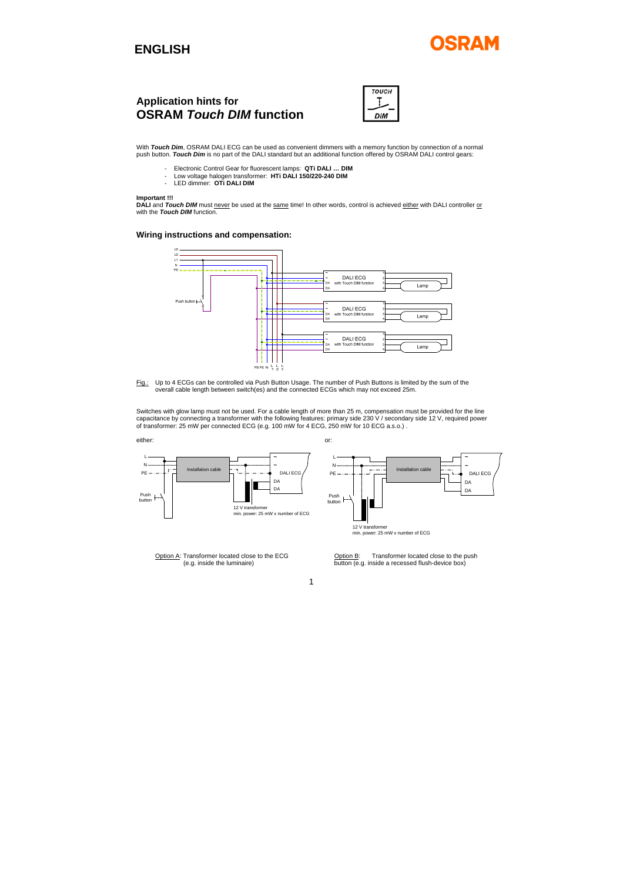# ENGLISH

## Application hints for OSRAM *Touch DIM* function

With ***Touch Dim***, OSRAM DALI ECG can be used as convenient dimmers with a memory function by connection of a normal push button. ***Touch Dim*** is no part of the DALI standard but an additional function offered by OSRAM DALI control gears:

- Electronic Control Gear for fluorescent lamps: **QTi DALI … DIM**
- Low voltage halogen transformer: **HTi DALI 150/220-240 DIM**
- LED dimmer: **OTi DALI DIM**

**Important !!!**
**DALI** and ***Touch DIM*** must never be used at the same time! In other words, control is achieved either with DALI controller or with the ***Touch DIM*** function.

### Wiring instructions and compensation:

Fig.: Up to 4 ECGs can be controlled via Push Button Usage. The number of Push Buttons is limited by the sum of the overall cable length between switch(es) and the connected ECGs which may not exceed 25m.

Switches with glow lamp must not be used. For a cable length of more than 25 m, compensation must be provided for the line capacitance by connecting a transformer with the following features: primary side 230 V / secondary side 12 V, required power of transformer: 25 mW per connected ECG (e.g. 100 mW for 4 ECG, 250 mW for 10 ECG a.s.o.) .

either:

Option A: Transformer located close to the ECG (e.g. inside the luminaire)

or:

Option B: Transformer located close to the push button (e.g. inside a recessed flush-device box)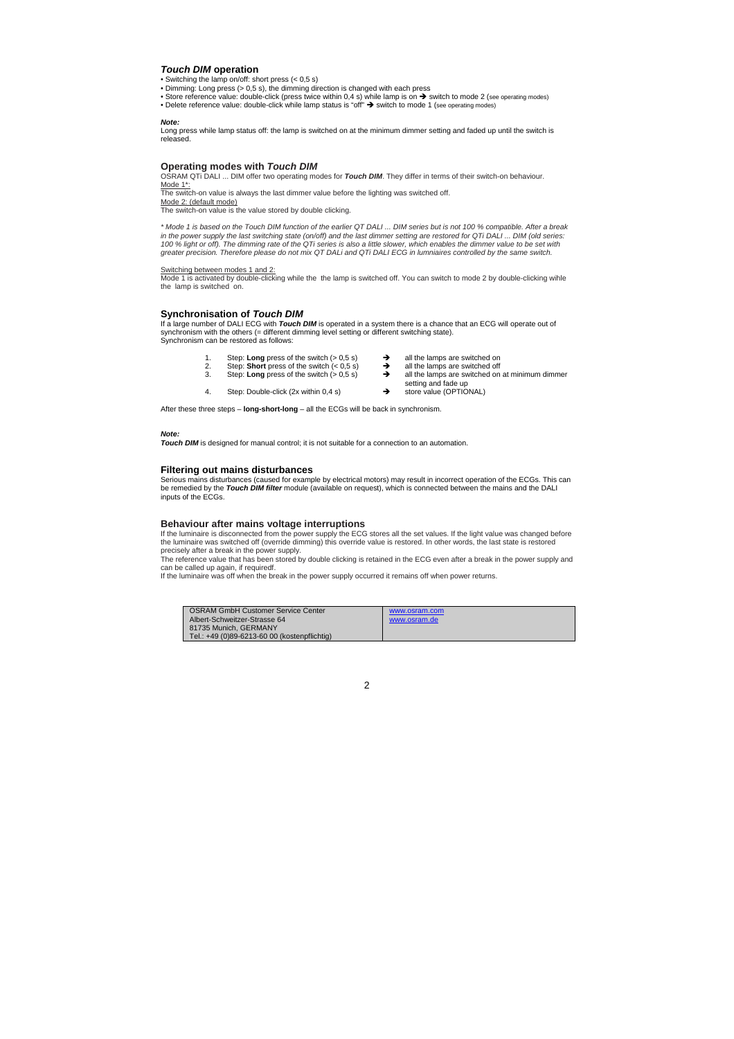## *Touch DIM* operation

- Switching the lamp on/off: short press (< 0,5 s)
- Dimming: Long press (> 0,5 s), the dimming direction is changed with each press
- Store reference value: double-click (press twice within 0,4 s) while lamp is on ➔ switch to mode 2 (see operating modes)
- Delete reference value: double-click while lamp status is "off" ➔ switch to mode 1 (see operating modes)

***Note:***

Long press while lamp status off: the lamp is switched on at the minimum dimmer setting and faded up until the switch is released.

## Operating modes with *Touch DIM*

OSRAM QTi DALI ... DIM offer two operating modes for ***Touch DIM***. They differ in terms of their switch-on behaviour.

Mode 1*:

The switch-on value is always the last dimmer value before the lighting was switched off.

Mode 2: (default mode)

The switch-on value is the value stored by double clicking.

*\* Mode 1 is based on the Touch DIM function of the earlier QT DALI ... DIM series but is not 100 % compatible. After a break in the power supply the last switching state (on/off) and the last dimmer setting are restored for QTi DALI ... DIM (old series: 100 % light or off). The dimming rate of the QTi series is also a little slower, which enables the dimmer value to be set with greater precision. Therefore please do not mix QT DALi and QTi DALI ECG in lumniaires controlled by the same switch.*

Switching between modes 1 and 2:

Mode 1 is activated by double-clicking while the the lamp is switched off. You can switch to mode 2 by double-clicking wihle the lamp is switched on.

## Synchronisation of *Touch DIM*

If a large number of DALI ECG with ***Touch DIM*** is operated in a system there is a chance that an ECG will operate out of synchronism with the others (= different dimming level setting or different switching state).
Synchronism can be restored as follows:

1. Step: **Long** press of the switch (> 0,5 s) ➔ all the lamps are switched on
2. Step: **Short** press of the switch (< 0,5 s) ➔ all the lamps are switched off
3. Step: **Long** press of the switch (> 0,5 s) ➔ all the lamps are switched on at minimum dimmer setting and fade up
4. Step: Double-click (2x within 0,4 s) ➔ store value (OPTIONAL)

After these three steps – **long-short-long** – all the ECGs will be back in synchronism.

***Note:***

***Touch DIM*** is designed for manual control; it is not suitable for a connection to an automation.

## Filtering out mains disturbances

Serious mains disturbances (caused for example by electrical motors) may result in incorrect operation of the ECGs. This can be remedied by the ***Touch DIM filter*** module (available on request), which is connected between the mains and the DALI inputs of the ECGs.

## Behaviour after mains voltage interruptions

If the luminaire is disconnected from the power supply the ECG stores all the set values. If the light value was changed before the luminaire was switched off (override dimming) this override value is restored. In other words, the last state is restored precisely after a break in the power supply.
The reference value that has been stored by double clicking is retained in the ECG even after a break in the power supply and can be called up again, if requiredf.
If the luminaire was off when the break in the power supply occurred it remains off when power returns.

| | |
|---|---|
| OSRAM GmbH Customer Service Center<br>Albert-Schweitzer-Strasse 64<br>81735 Munich, GERMANY<br>Tel.: +49 (0)89-6213-60 00 (kostenpflichtig) | www.osram.com<br>www.osram.de |